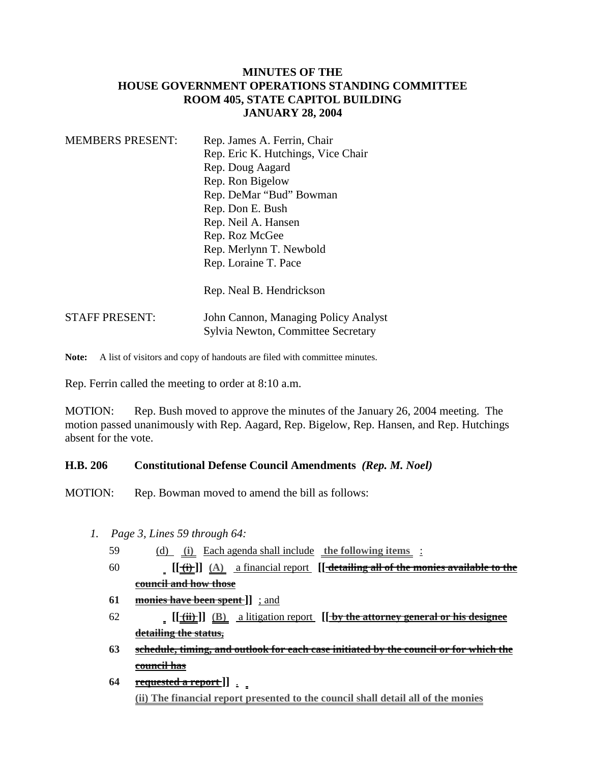# MINUTES OF THE HOUSE GOVERNMENT OPERATIONS STANDING COMMITTEE ROOM 405, STATE CAPITOL BUILDING JANUARY 28, 2004

MEMBERS PRESENT: Rep. James A. Ferrin, Chair
Rep. Eric K. Hutchings, Vice Chair
Rep. Doug Aagard
Rep. Ron Bigelow
Rep. DeMar "Bud" Bowman
Rep. Don E. Bush
Rep. Neil A. Hansen
Rep. Roz McGee
Rep. Merlynn T. Newbold
Rep. Loraine T. Pace

Rep. Neal B. Hendrickson

STAFF PRESENT: John Cannon, Managing Policy Analyst
Sylvia Newton, Committee Secretary

**Note:** A list of visitors and copy of handouts are filed with committee minutes.

Rep. Ferrin called the meeting to order at 8:10 a.m.

MOTION: Rep. Bush moved to approve the minutes of the January 26, 2004 meeting. The motion passed unanimously with Rep. Aagard, Rep. Bigelow, Rep. Hansen, and Rep. Hutchings absent for the vote.

**H.B. 206 Constitutional Defense Council Amendments** ***(Rep. M. Noel)***

MOTION: Rep. Bowman moved to amend the bill as follows:

1. *Page 3, Lines 59 through 64:*

59 (d) **(i)** Each agenda shall include **the following items** :

60 **[[ ~~(i)~~ ]]** **(A)** a financial report **[[ ~~detailing all of the monies available to the council and how those~~**

**61** **~~monies have been spent~~ ]]** ; and

62 **[[ ~~(ii)~~ ]]** **(B)** a litigation report **[[ ~~by the attorney general or his designee detailing the status,~~**

**63** **~~schedule, timing, and outlook for each case initiated by the council or for which the council has~~**

**64** **~~requested a report~~ ]]** .

**(ii) The financial report presented to the council shall detail all of the monies**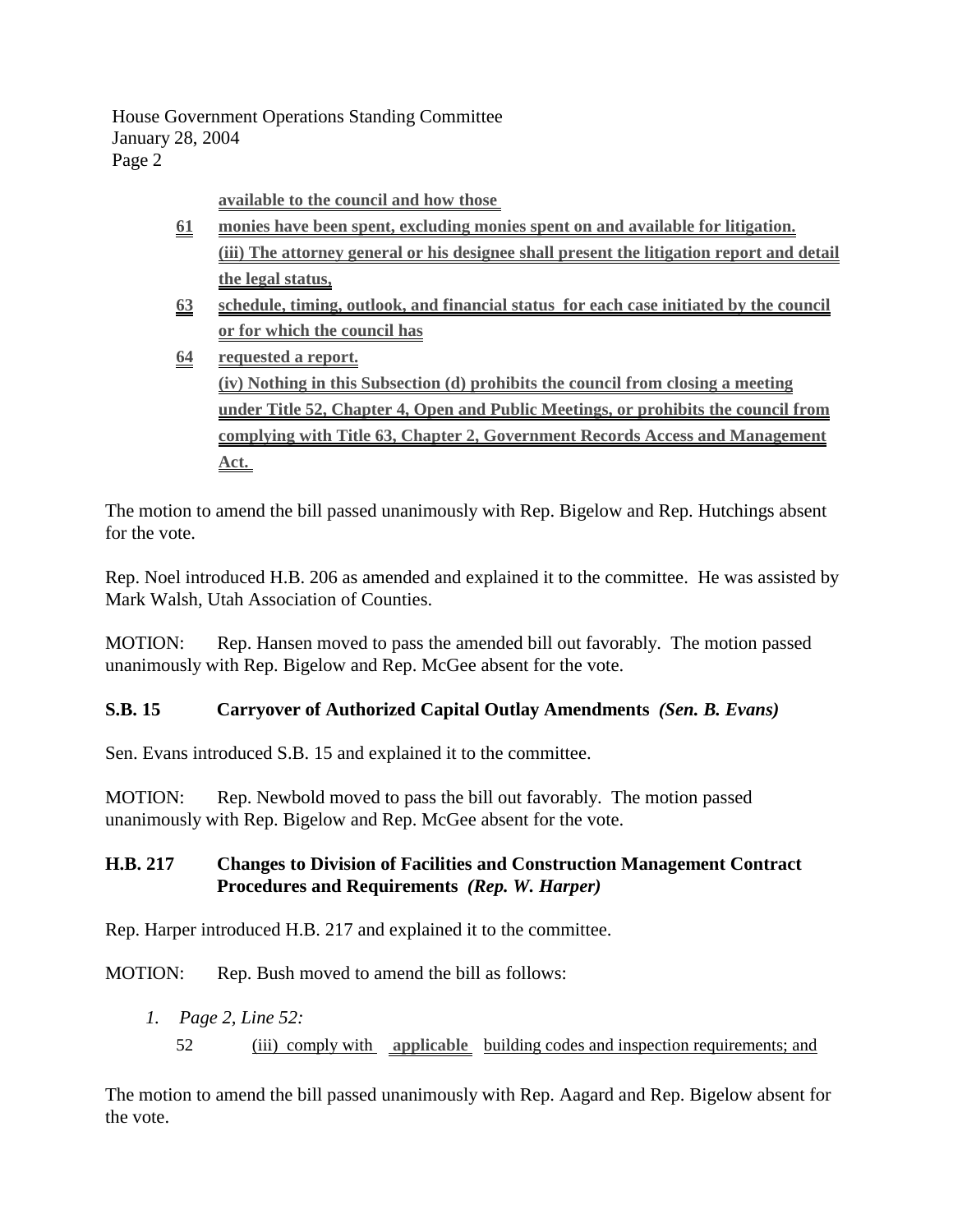available to the council and how those

61 monies have been spent, excluding monies spent on and available for litigation. (iii) The attorney general or his designee shall present the litigation report and detail the legal status,

63 schedule, timing, outlook, and financial status for each case initiated by the council or for which the council has

64 requested a report. (iv) Nothing in this Subsection (d) prohibits the council from closing a meeting under Title 52, Chapter 4, Open and Public Meetings, or prohibits the council from complying with Title 63, Chapter 2, Government Records Access and Management Act.

The motion to amend the bill passed unanimously with Rep. Bigelow and Rep. Hutchings absent for the vote.

Rep. Noel introduced H.B. 206 as amended and explained it to the committee. He was assisted by Mark Walsh, Utah Association of Counties.

MOTION: Rep. Hansen moved to pass the amended bill out favorably. The motion passed unanimously with Rep. Bigelow and Rep. McGee absent for the vote.

**S.B. 15 Carryover of Authorized Capital Outlay Amendments *(Sen. B. Evans)***

Sen. Evans introduced S.B. 15 and explained it to the committee.

MOTION: Rep. Newbold moved to pass the bill out favorably. The motion passed unanimously with Rep. Bigelow and Rep. McGee absent for the vote.

**H.B. 217 Changes to Division of Facilities and Construction Management Contract Procedures and Requirements *(Rep. W. Harper)***

Rep. Harper introduced H.B. 217 and explained it to the committee.

MOTION: Rep. Bush moved to amend the bill as follows:

1. *Page 2, Line 52:*

   52 (iii) comply with **applicable** building codes and inspection requirements; and

The motion to amend the bill passed unanimously with Rep. Aagard and Rep. Bigelow absent for the vote.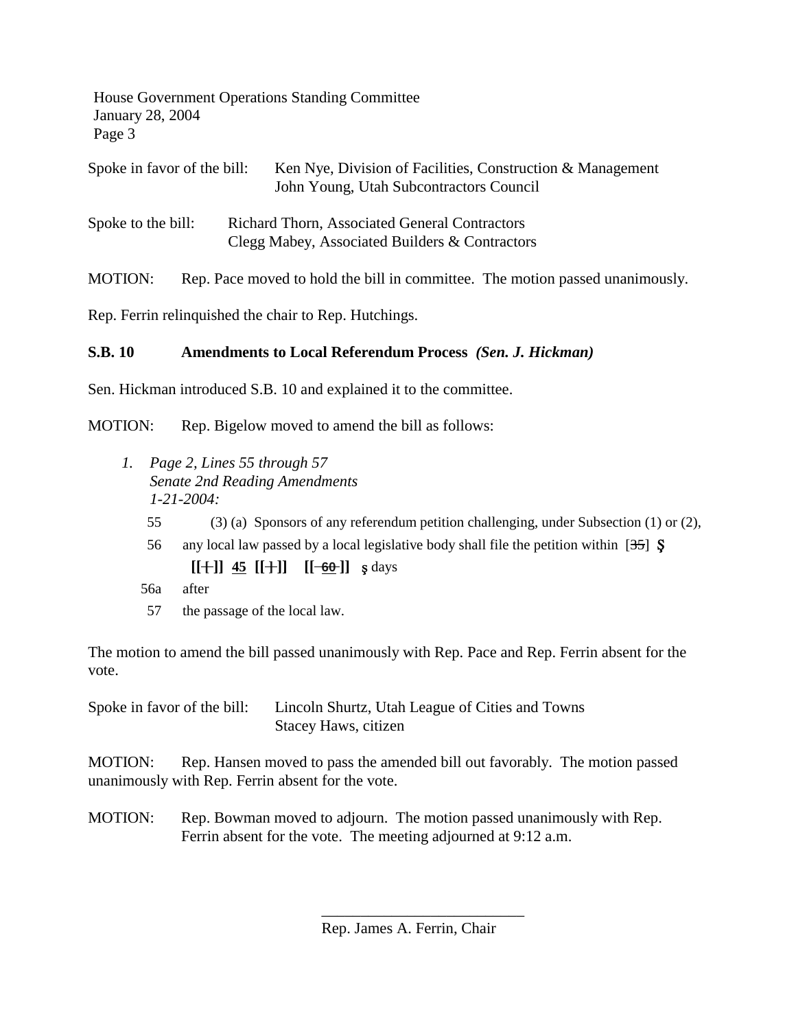Spoke in favor of the bill: Ken Nye, Division of Facilities, Construction & Management
John Young, Utah Subcontractors Council

Spoke to the bill: Richard Thorn, Associated General Contractors
Clegg Mabey, Associated Builders & Contractors

MOTION: Rep. Pace moved to hold the bill in committee. The motion passed unanimously.

Rep. Ferrin relinquished the chair to Rep. Hutchings.

**S.B. 10 Amendments to Local Referendum Process** ***(Sen. J. Hickman)***

Sen. Hickman introduced S.B. 10 and explained it to the committee.

MOTION: Rep. Bigelow moved to amend the bill as follows:

1. *Page 2, Lines 55 through 57*
   *Senate 2nd Reading Amendments*
   *1-21-2004:*

55 (3) (a) Sponsors of any referendum petition challenging, under Subsection (1) or (2),

56 any local law passed by a local legislative body shall file the petition within [~~35~~] **Ŝ** **[[ [ ]]** **45** **[[ ] ]]** **[[ 60 ]]** **ŝ** days

56a after

57 the passage of the local law.

The motion to amend the bill passed unanimously with Rep. Pace and Rep. Ferrin absent for the vote.

Spoke in favor of the bill: Lincoln Shurtz, Utah League of Cities and Towns
Stacey Haws, citizen

MOTION: Rep. Hansen moved to pass the amended bill out favorably. The motion passed unanimously with Rep. Ferrin absent for the vote.

MOTION: Rep. Bowman moved to adjourn. The motion passed unanimously with Rep. Ferrin absent for the vote. The meeting adjourned at 9:12 a.m.

\_\_\_\_\_\_\_\_\_\_\_\_\_\_\_\_\_\_\_\_\_\_\_\_\_\_\_

Rep. James A. Ferrin, Chair